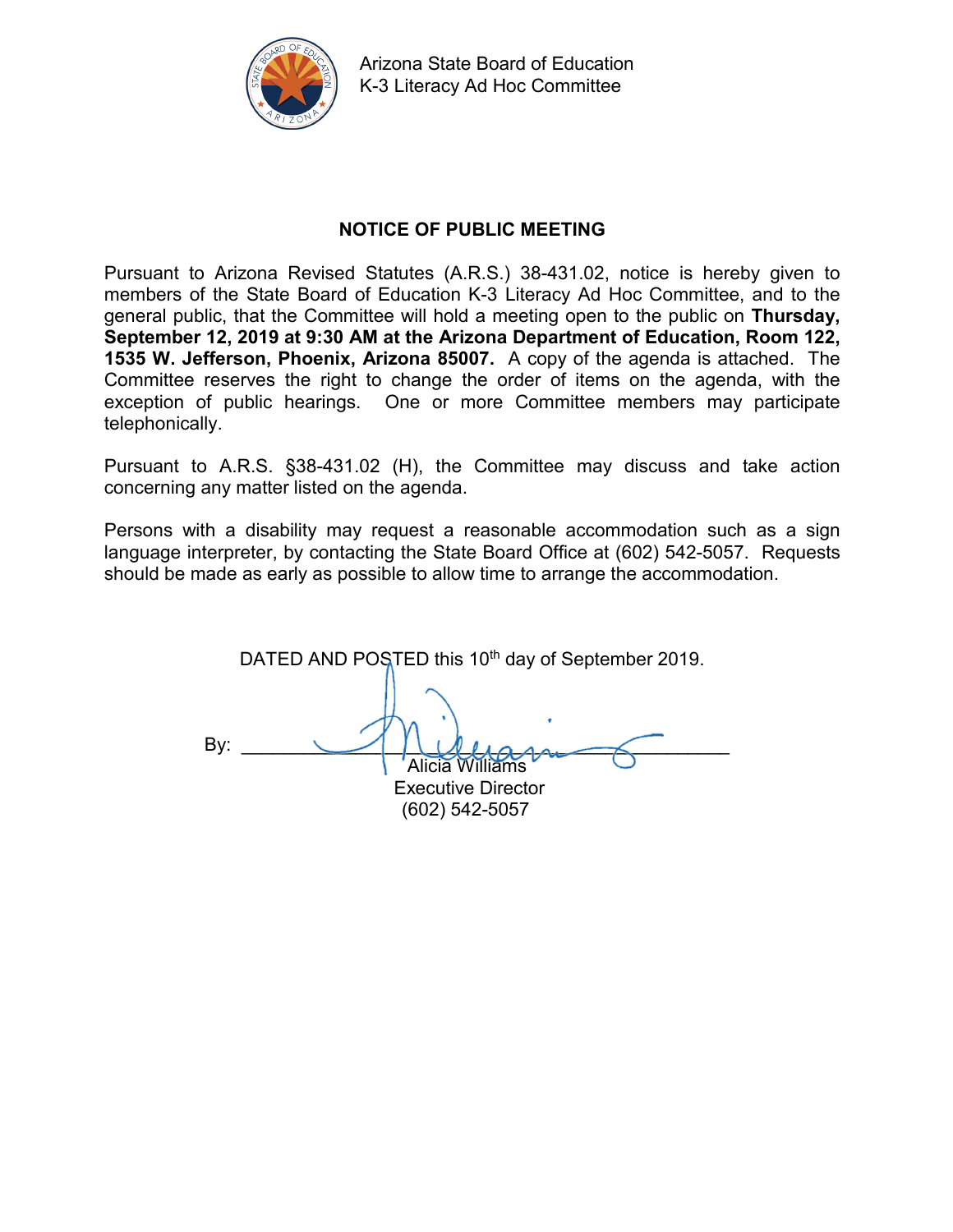Arizona State Board of Education
K-3 Literacy Ad Hoc Committee

## NOTICE OF PUBLIC MEETING

Pursuant to Arizona Revised Statutes (A.R.S.) 38-431.02, notice is hereby given to members of the State Board of Education K-3 Literacy Ad Hoc Committee, and to the general public, that the Committee will hold a meeting open to the public on **Thursday, September 12, 2019 at 9:30 AM at the Arizona Department of Education, Room 122, 1535 W. Jefferson, Phoenix, Arizona 85007.** A copy of the agenda is attached. The Committee reserves the right to change the order of items on the agenda, with the exception of public hearings. One or more Committee members may participate telephonically.

Pursuant to A.R.S. §38-431.02 (H), the Committee may discuss and take action concerning any matter listed on the agenda.

Persons with a disability may request a reasonable accommodation such as a sign language interpreter, by contacting the State Board Office at (602) 542-5057. Requests should be made as early as possible to allow time to arrange the accommodation.

DATED AND POSTED this 10th day of September 2019.

By: ______________________________

Alicia Williams
Executive Director
(602) 542-5057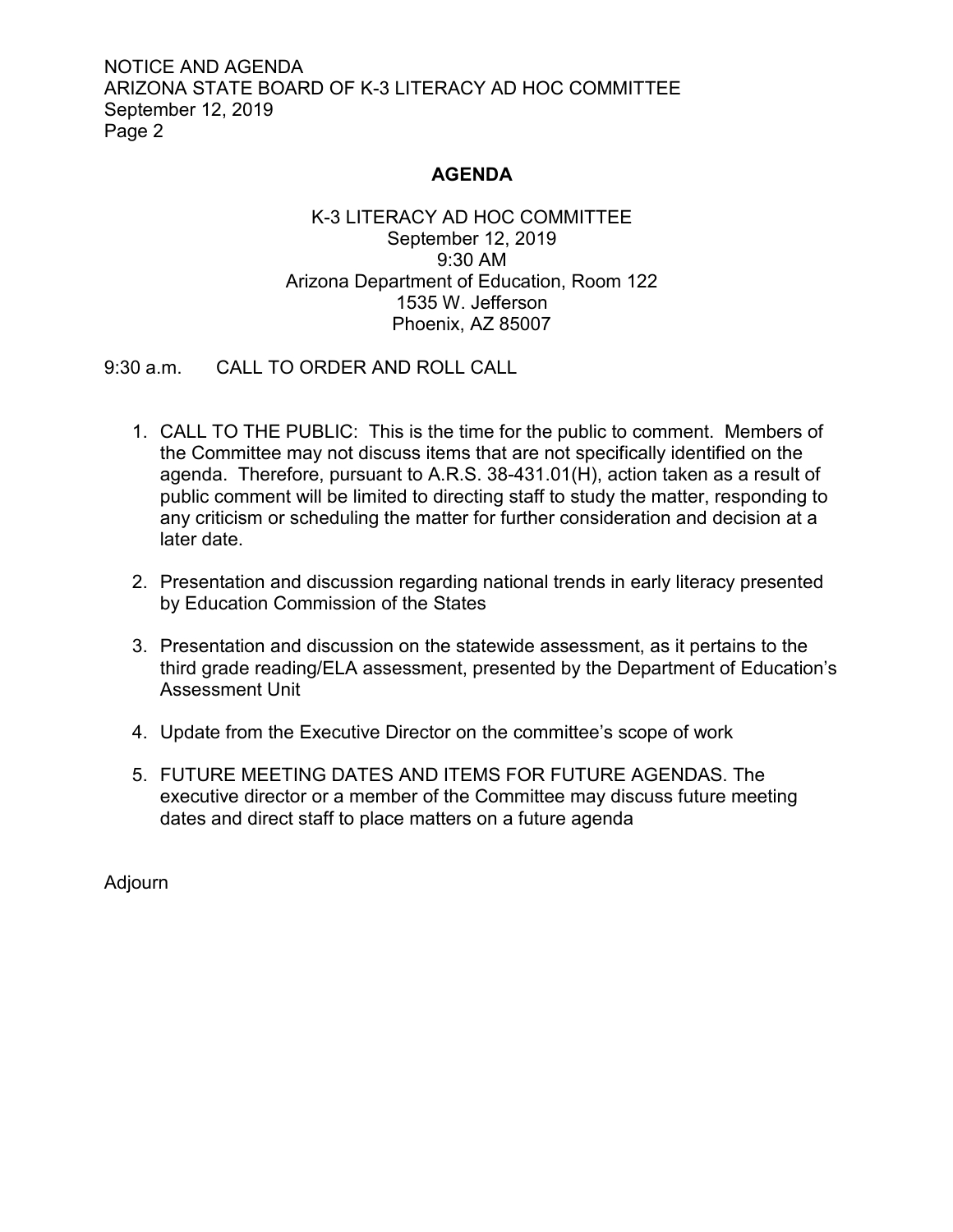## AGENDA

K-3 LITERACY AD HOC COMMITTEE
September 12, 2019
9:30 AM
Arizona Department of Education, Room 122
1535 W. Jefferson
Phoenix, AZ 85007

9:30 a.m. CALL TO ORDER AND ROLL CALL

1. CALL TO THE PUBLIC: This is the time for the public to comment. Members of the Committee may not discuss items that are not specifically identified on the agenda. Therefore, pursuant to A.R.S. 38-431.01(H), action taken as a result of public comment will be limited to directing staff to study the matter, responding to any criticism or scheduling the matter for further consideration and decision at a later date.

2. Presentation and discussion regarding national trends in early literacy presented by Education Commission of the States

3. Presentation and discussion on the statewide assessment, as it pertains to the third grade reading/ELA assessment, presented by the Department of Education's Assessment Unit

4. Update from the Executive Director on the committee's scope of work

5. FUTURE MEETING DATES AND ITEMS FOR FUTURE AGENDAS. The executive director or a member of the Committee may discuss future meeting dates and direct staff to place matters on a future agenda

Adjourn